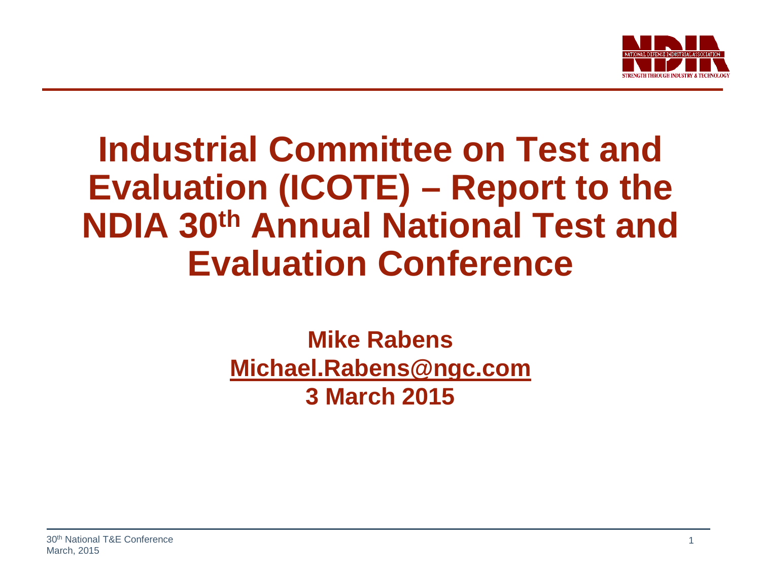# Industrial Committee on Test and Evaluation (ICOTE) – Report to the NDIA 30th Annual National Test and Evaluation Conference

**Mike Rabens**

**Michael.Rabens@ngc.com**

**3 March 2015**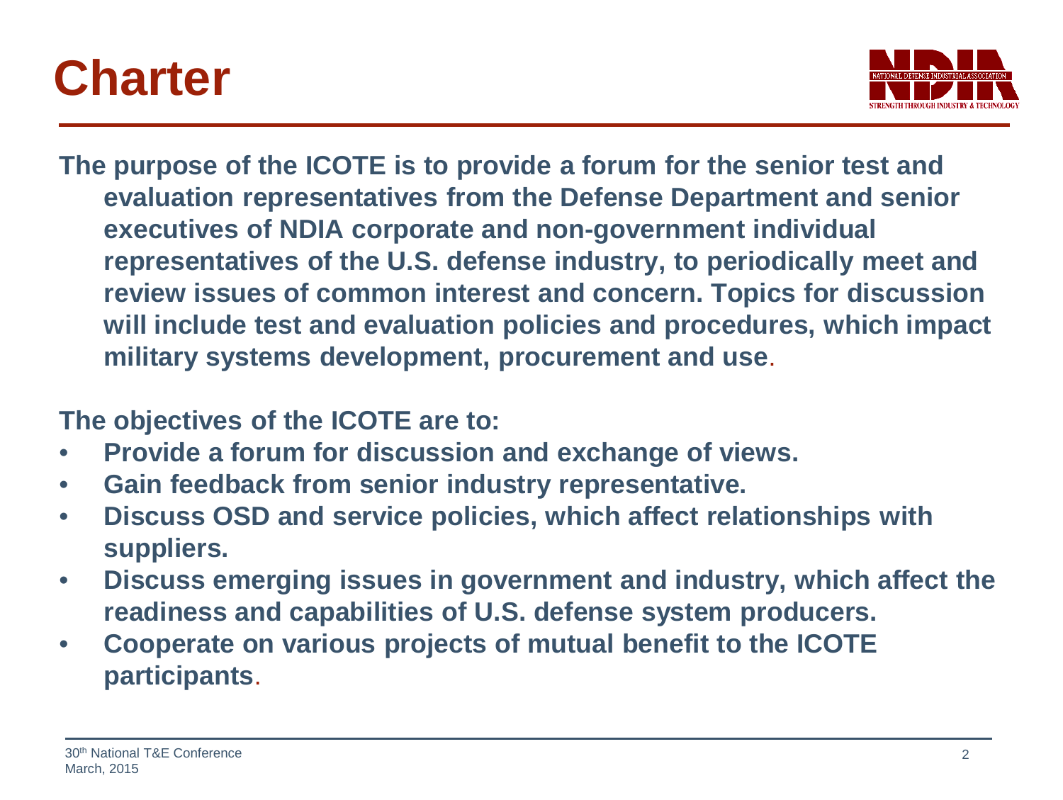# Charter

**The purpose of the ICOTE is to provide a forum for the senior test and evaluation representatives from the Defense Department and senior executives of NDIA corporate and non-government individual representatives of the U.S. defense industry, to periodically meet and review issues of common interest and concern. Topics for discussion will include test and evaluation policies and procedures, which impact military systems development, procurement and use.**

**The objectives of the ICOTE are to:**

- **Provide a forum for discussion and exchange of views.**
- **Gain feedback from senior industry representative.**
- **Discuss OSD and service policies, which affect relationships with suppliers.**
- **Discuss emerging issues in government and industry, which affect the readiness and capabilities of U.S. defense system producers.**
- **Cooperate on various projects of mutual benefit to the ICOTE participants.**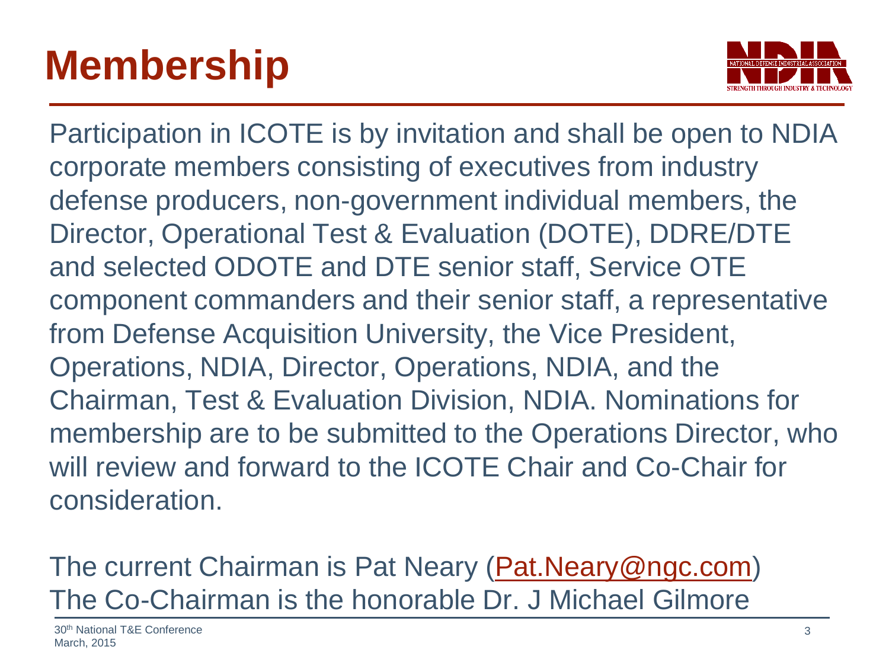# Membership

Participation in ICOTE is by invitation and shall be open to NDIA corporate members consisting of executives from industry defense producers, non-government individual members, the Director, Operational Test & Evaluation (DOTE), DDRE/DTE and selected ODOTE and DTE senior staff, Service OTE component commanders and their senior staff, a representative from Defense Acquisition University, the Vice President, Operations, NDIA, Director, Operations, NDIA, and the Chairman, Test & Evaluation Division, NDIA. Nominations for membership are to be submitted to the Operations Director, who will review and forward to the ICOTE Chair and Co-Chair for consideration.

The current Chairman is Pat Neary (Pat.Neary@ngc.com)
The Co-Chairman is the honorable Dr. J Michael Gilmore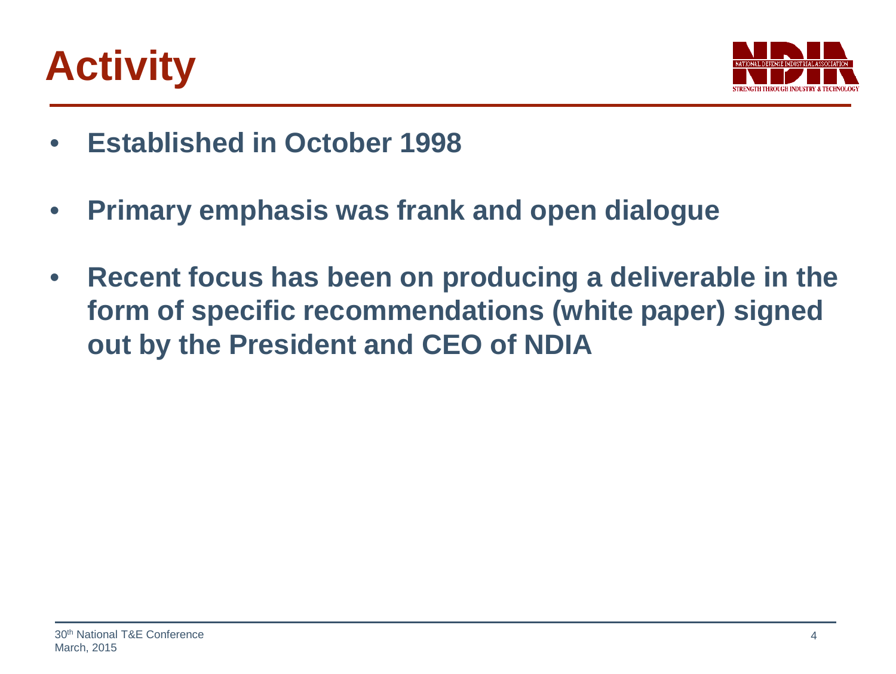# Activity

- **Established in October 1998**
- **Primary emphasis was frank and open dialogue**
- **Recent focus has been on producing a deliverable in the form of specific recommendations (white paper) signed out by the President and CEO of NDIA**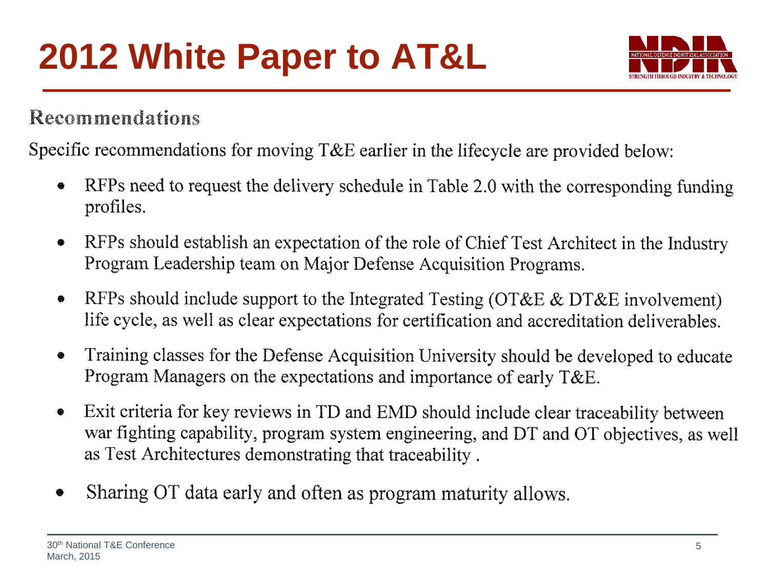# 2012 White Paper to AT&L

## Recommendations

Specific recommendations for moving T&E earlier in the lifecycle are provided below:

- RFPs need to request the delivery schedule in Table 2.0 with the corresponding funding profiles.
- RFPs should establish an expectation of the role of Chief Test Architect in the Industry Program Leadership team on Major Defense Acquisition Programs.
- RFPs should include support to the Integrated Testing (OT&E & DT&E involvement) life cycle, as well as clear expectations for certification and accreditation deliverables.
- Training classes for the Defense Acquisition University should be developed to educate Program Managers on the expectations and importance of early T&E.
- Exit criteria for key reviews in TD and EMD should include clear traceability between war fighting capability, program system engineering, and DT and OT objectives, as well as Test Architectures demonstrating that traceability .
- Sharing OT data early and often as program maturity allows.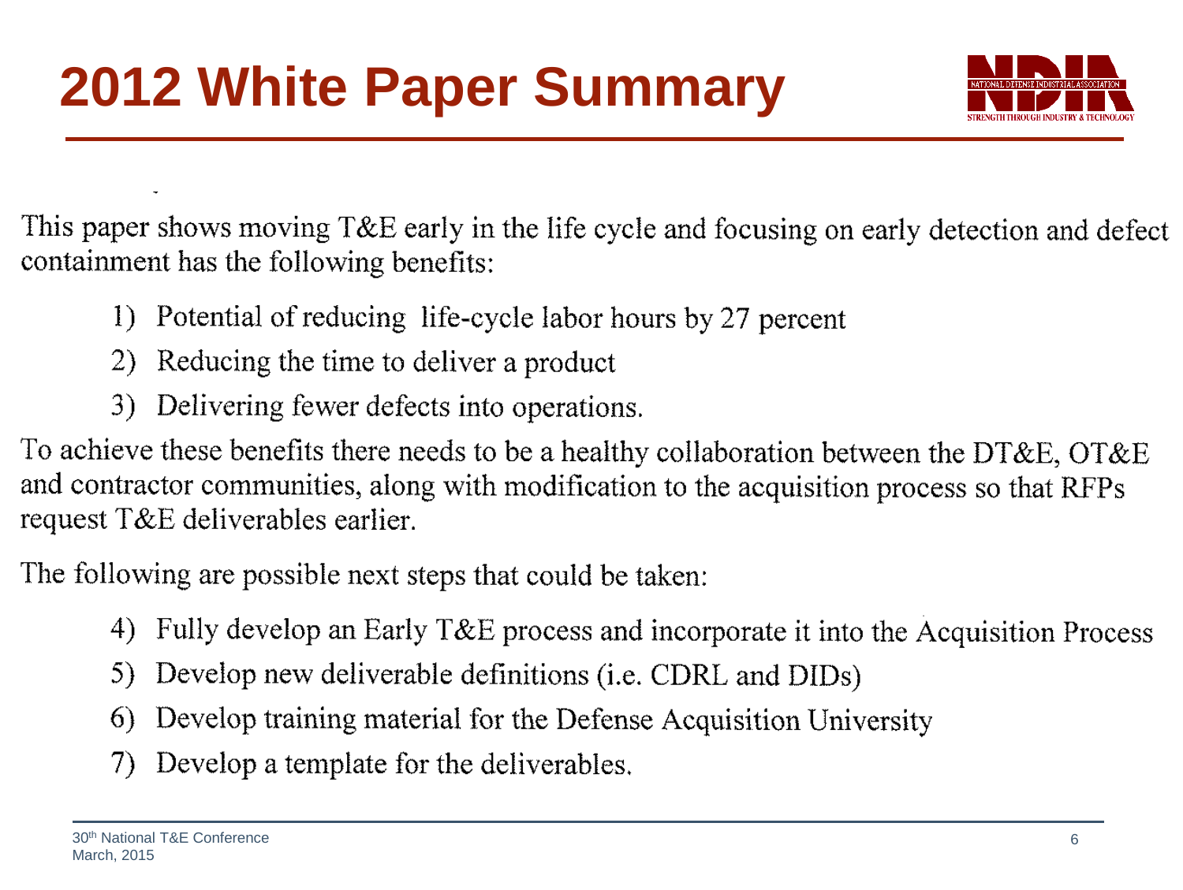# 2012 White Paper Summary

This paper shows moving T&E early in the life cycle and focusing on early detection and defect containment has the following benefits:

1) Potential of reducing life-cycle labor hours by 27 percent
2) Reducing the time to deliver a product
3) Delivering fewer defects into operations.

To achieve these benefits there needs to be a healthy collaboration between the DT&E, OT&E and contractor communities, along with modification to the acquisition process so that RFPs request T&E deliverables earlier.

The following are possible next steps that could be taken:

4) Fully develop an Early T&E process and incorporate it into the Acquisition Process
5) Develop new deliverable definitions (i.e. CDRL and DIDs)
6) Develop training material for the Defense Acquisition University
7) Develop a template for the deliverables.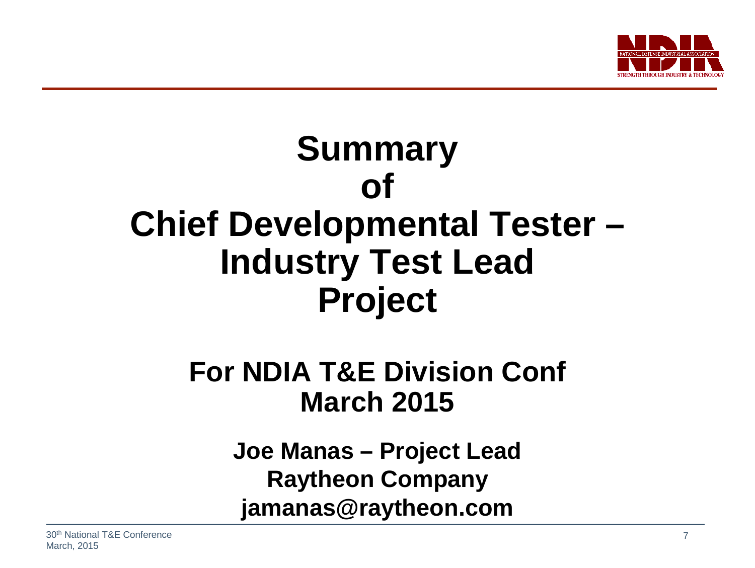# Summary of Chief Developmental Tester – Industry Test Lead Project

## For NDIA T&E Division Conf March 2015

**Joe Manas – Project Lead**
**Raytheon Company**
**jamanas@raytheon.com**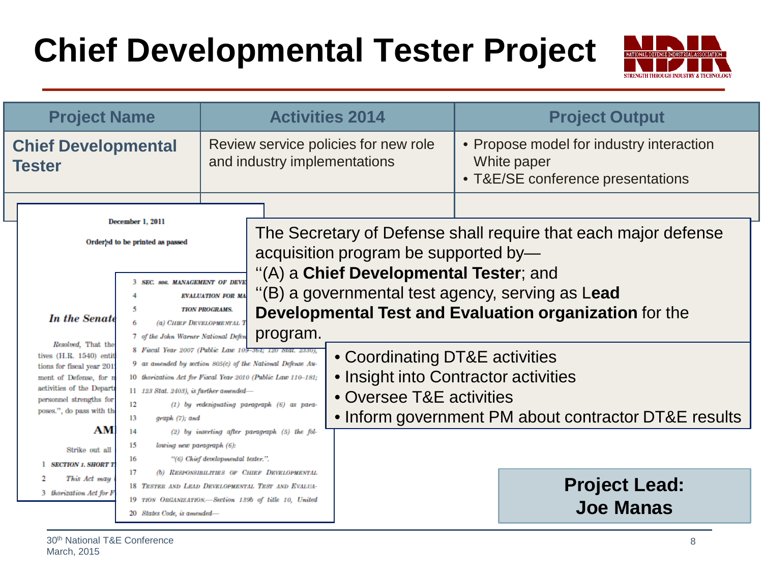# Chief Developmental Tester Project

| Project Name | Activities 2014 | Project Output |
|---|---|---|
| **Chief Developmental Tester** | Review service policies for new role and industry implementations | • Propose model for industry interaction White paper<br>• T&E/SE conference presentations |

December 1, 2011

Ordered to be printed as passed

*In the Senate*

Resolved, That the ... tives (H.R. 1540) entit... tions for fiscal year 201... ment of Defense, for m... activities of the Departm... personnel strengths for ... poses.", do pass with th...

**AM...**

Strike out all ...

1 **SECTION 1. SHORT T...**

2 *This Act may ...*

3 *thorization Act for F...*

3 *SEC. 806. MANAGEMENT OF DEVE...*

4 *EVALUATION FOR MA...*

5 *TION PROGRAMS.*

6 (a) CHIEF DEVELOPMENTAL T...

7 *of the John Warner National Defen...*

8 *Fiscal Year 2007 (Public Law 109–364; 120 Stat. 2330),*

9 *as amended by section 805(c) of the National Defense Au-*

10 *thorization Act for Fiscal Year 2010 (Public Law 110–181;*

11 *123 Stat. 2403), is further amended—*

12 *(1) by redesignating paragraph (6) as para-*

13 *graph (7); and*

14 *(2) by inserting after paragraph (5) the fol-*

15 *lowing new paragraph (6):*

16 *"(6) Chief developmental tester.".*

17 *(b) RESPONSIBILITIES OF CHIEF DEVELOPMENTAL*

18 *TESTER AND LEAD DEVELOPMENTAL TEST AND EVALUA-*

19 *TION ORGANIZATION.—Section 139b of title 10, United*

20 *States Code, is amended—*

The Secretary of Defense shall require that each major defense acquisition program be supported by—
''(A) a **Chief Developmental Tester**; and
''(B) a governmental test agency, serving as L**ead Developmental Test and Evaluation organization** for the program.

- Coordinating DT&E activities
- Insight into Contractor activities
- Oversee T&E activities
- Inform government PM about contractor DT&E results

**Project Lead:**
**Joe Manas**

30th National T&E Conference
March, 2015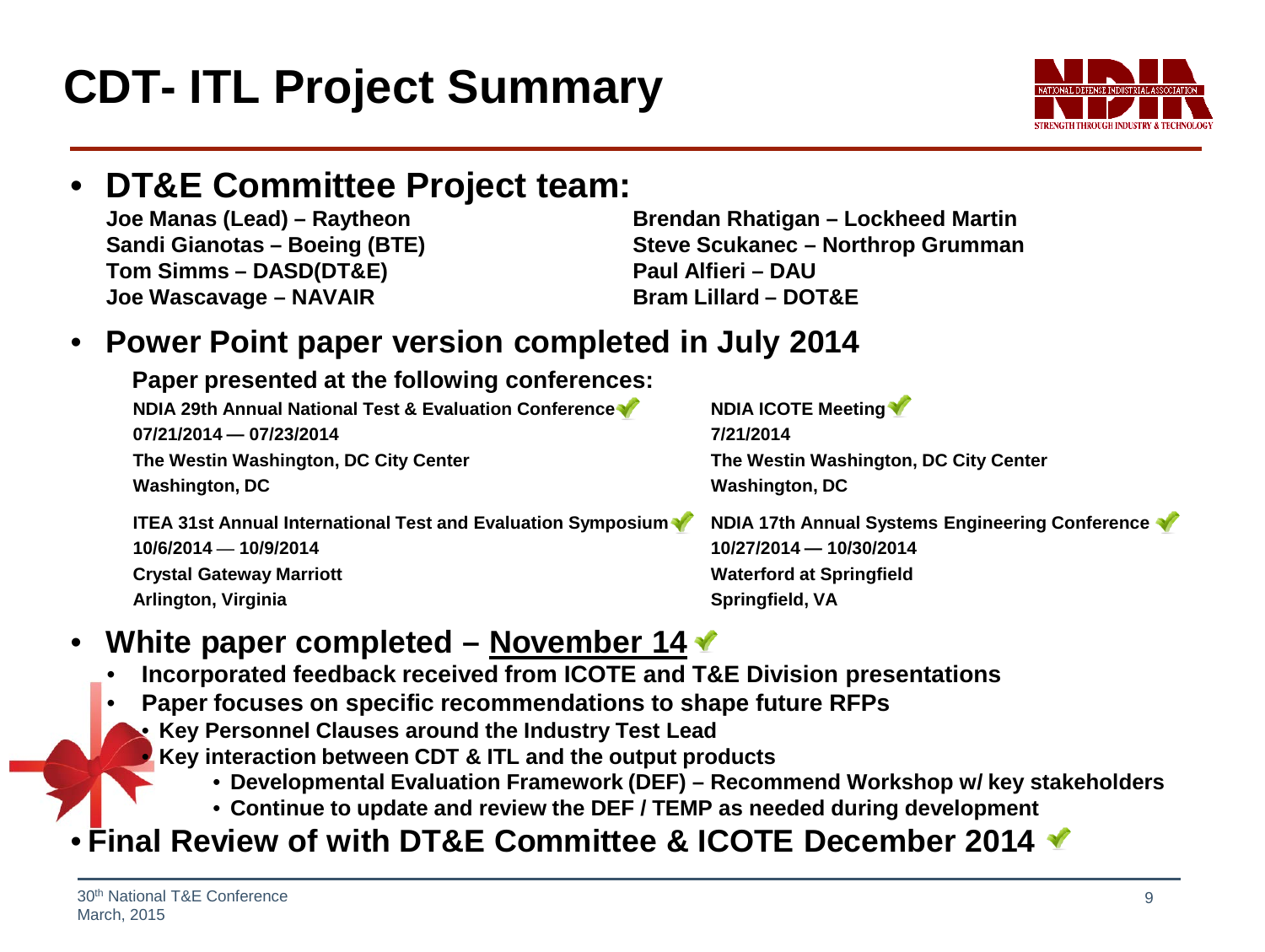# CDT- ITL Project Summary

- **DT&E Committee Project team:**

  **Joe Manas (Lead) – Raytheon**
  **Sandi Gianotas – Boeing (BTE)**
  **Tom Simms – DASD(DT&E)**
  **Joe Wascavage – NAVAIR**
  **Brendan Rhatigan – Lockheed Martin**
  **Steve Scukanec – Northrop Grumman**
  **Paul Alfieri – DAU**
  **Bram Lillard – DOT&E**

- **Power Point paper version completed in July 2014**

  **Paper presented at the following conferences:**

  **NDIA 29th Annual National Test & Evaluation Conference** ✔
  **07/21/2014 — 07/23/2014**
  **The Westin Washington, DC City Center**
  **Washington, DC**

  **NDIA ICOTE Meeting** ✔
  **7/21/2014**
  **The Westin Washington, DC City Center**
  **Washington, DC**

  **ITEA 31st Annual International Test and Evaluation Symposium** ✔
  **10/6/2014 — 10/9/2014**
  **Crystal Gateway Marriott**
  **Arlington, Virginia**

  **NDIA 17th Annual Systems Engineering Conference** ✔
  **10/27/2014 — 10/30/2014**
  **Waterford at Springfield**
  **Springfield, VA**

- **White paper completed – November 14** ✔
  - **Incorporated feedback received from ICOTE and T&E Division presentations**
  - **Paper focuses on specific recommendations to shape future RFPs**
    - **Key Personnel Clauses around the Industry Test Lead**
    - **Key interaction between CDT & ITL and the output products**
      - **Developmental Evaluation Framework (DEF) – Recommend Workshop w/ key stakeholders**
      - **Continue to update and review the DEF / TEMP as needed during development**
- **Final Review of with DT&E Committee & ICOTE December 2014** ✔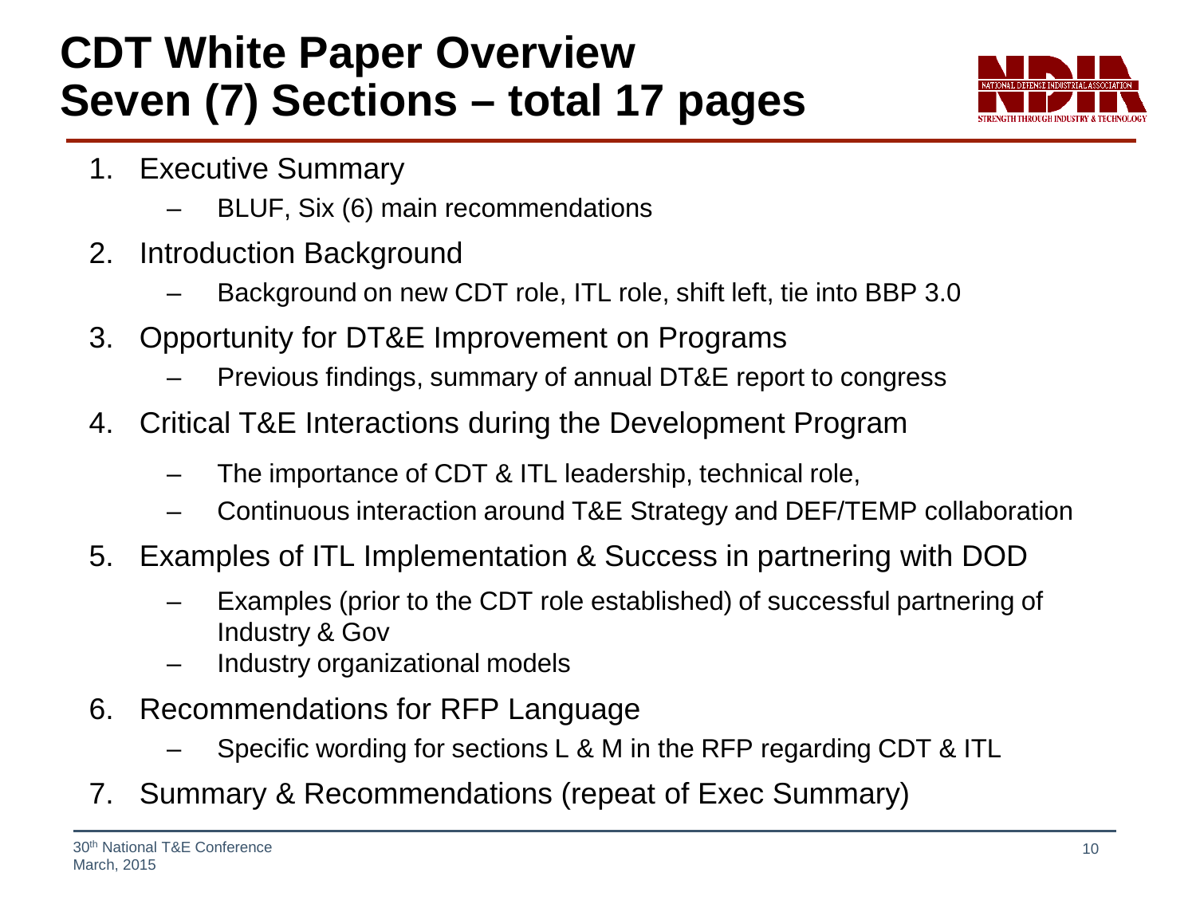# CDT White Paper Overview
# Seven (7) Sections – total 17 pages

1. Executive Summary
   – BLUF, Six (6) main recommendations
2. Introduction Background
   – Background on new CDT role, ITL role, shift left, tie into BBP 3.0
3. Opportunity for DT&E Improvement on Programs
   – Previous findings, summary of annual DT&E report to congress
4. Critical T&E Interactions during the Development Program
   – The importance of CDT & ITL leadership, technical role,
   – Continuous interaction around T&E Strategy and DEF/TEMP collaboration
5. Examples of ITL Implementation & Success in partnering with DOD
   – Examples (prior to the CDT role established) of successful partnering of Industry & Gov
   – Industry organizational models
6. Recommendations for RFP Language
   – Specific wording for sections L & M in the RFP regarding CDT & ITL
7. Summary & Recommendations (repeat of Exec Summary)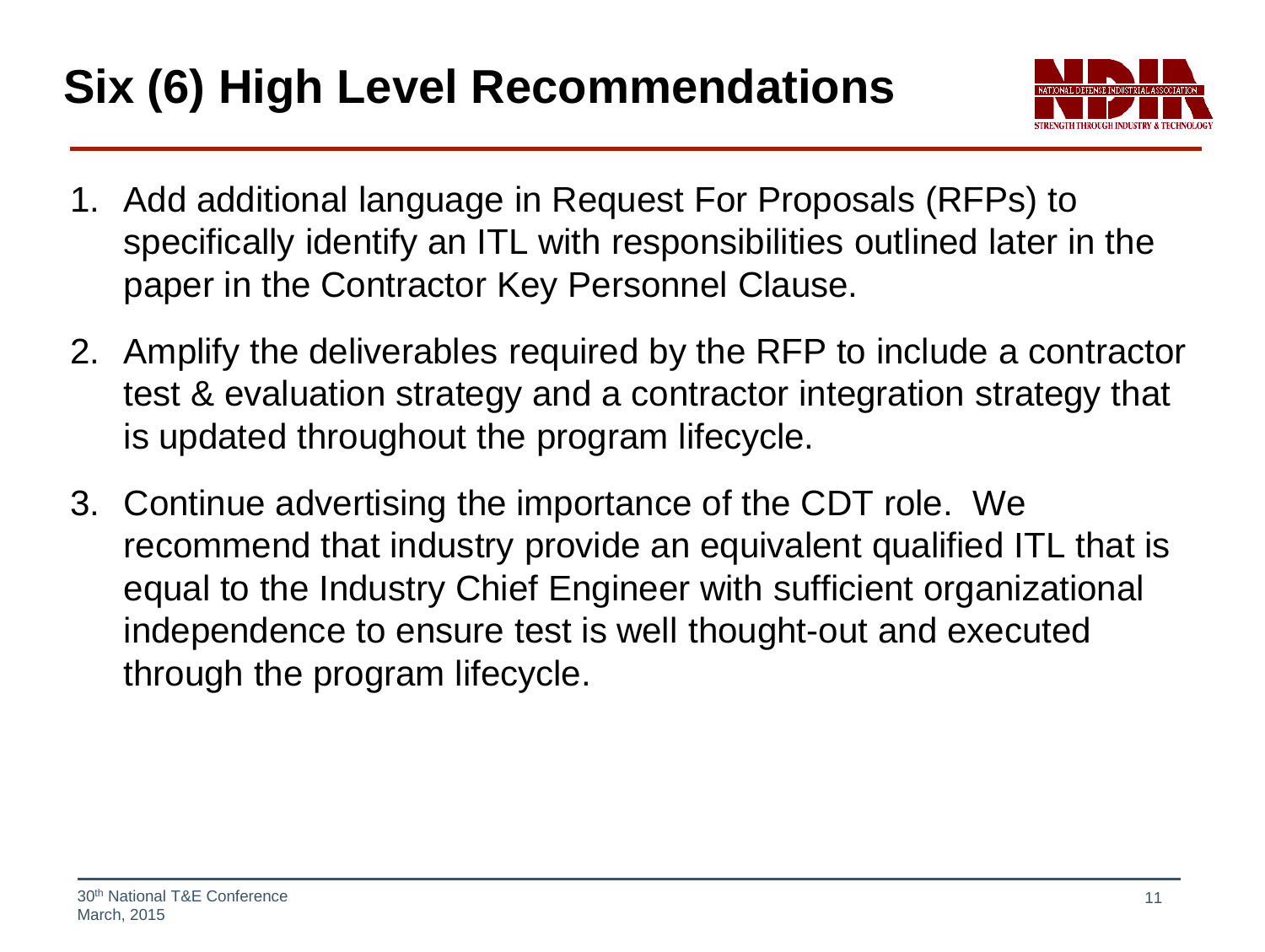# Six (6) High Level Recommendations

1. Add additional language in Request For Proposals (RFPs) to specifically identify an ITL with responsibilities outlined later in the paper in the Contractor Key Personnel Clause.
2. Amplify the deliverables required by the RFP to include a contractor test & evaluation strategy and a contractor integration strategy that is updated throughout the program lifecycle.
3. Continue advertising the importance of the CDT role. We recommend that industry provide an equivalent qualified ITL that is equal to the Industry Chief Engineer with sufficient organizational independence to ensure test is well thought-out and executed through the program lifecycle.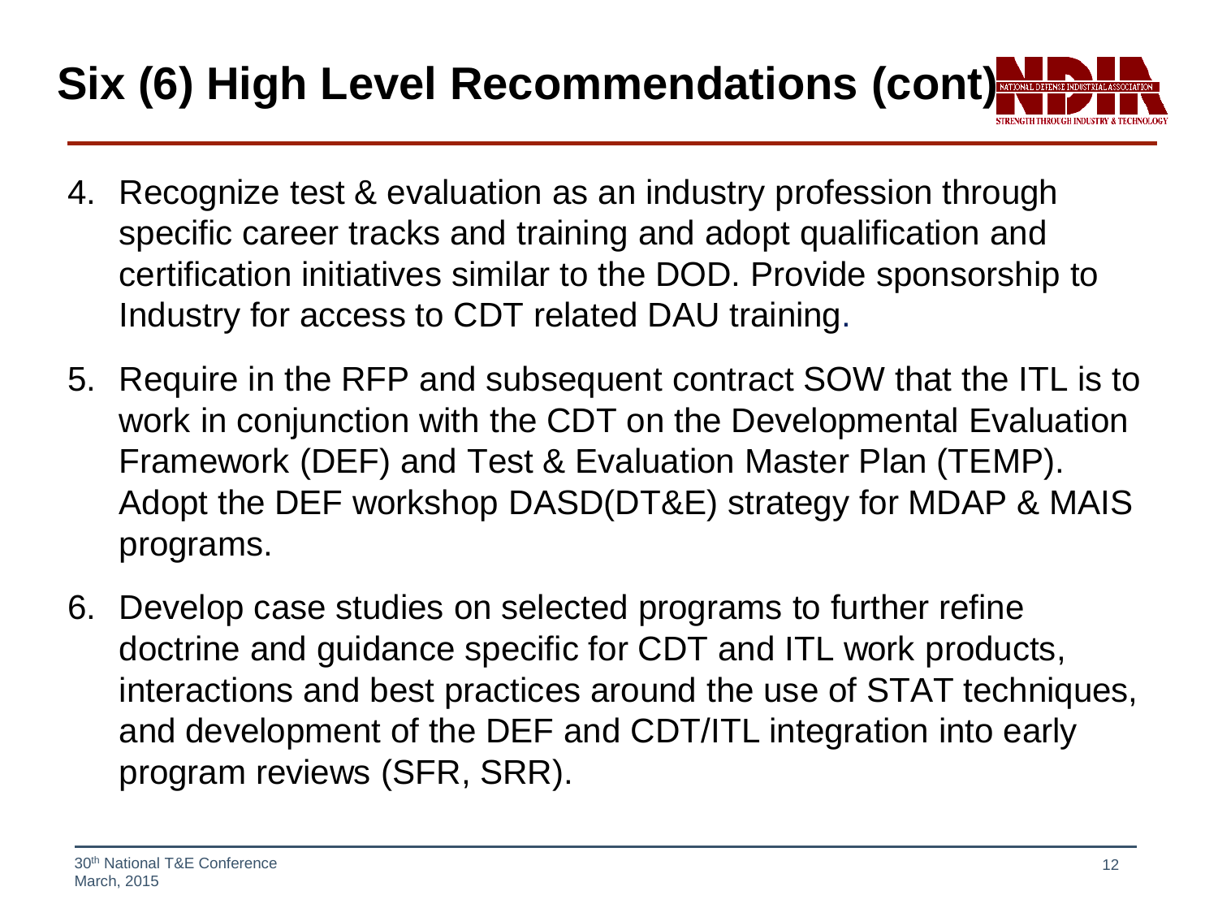# Six (6) High Level Recommendations (cont)

4. Recognize test & evaluation as an industry profession through specific career tracks and training and adopt qualification and certification initiatives similar to the DOD. Provide sponsorship to Industry for access to CDT related DAU training.
5. Require in the RFP and subsequent contract SOW that the ITL is to work in conjunction with the CDT on the Developmental Evaluation Framework (DEF) and Test & Evaluation Master Plan (TEMP). Adopt the DEF workshop DASD(DT&E) strategy for MDAP & MAIS programs.
6. Develop case studies on selected programs to further refine doctrine and guidance specific for CDT and ITL work products, interactions and best practices around the use of STAT techniques, and development of the DEF and CDT/ITL integration into early program reviews (SFR, SRR).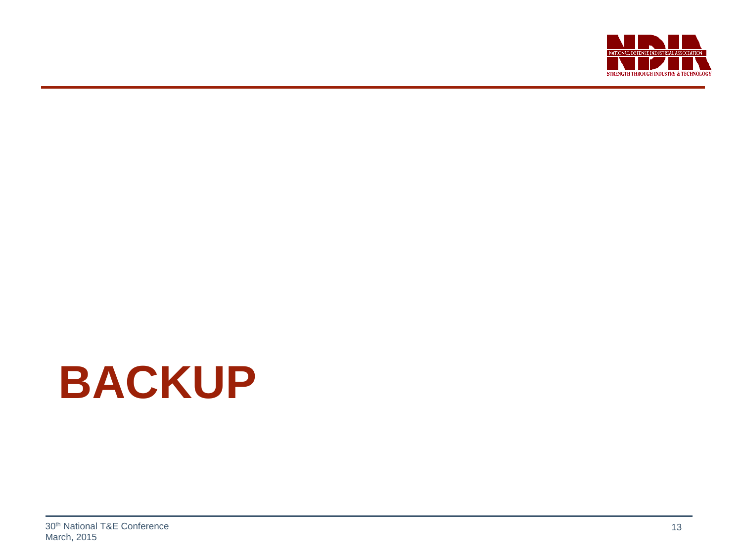# BACKUP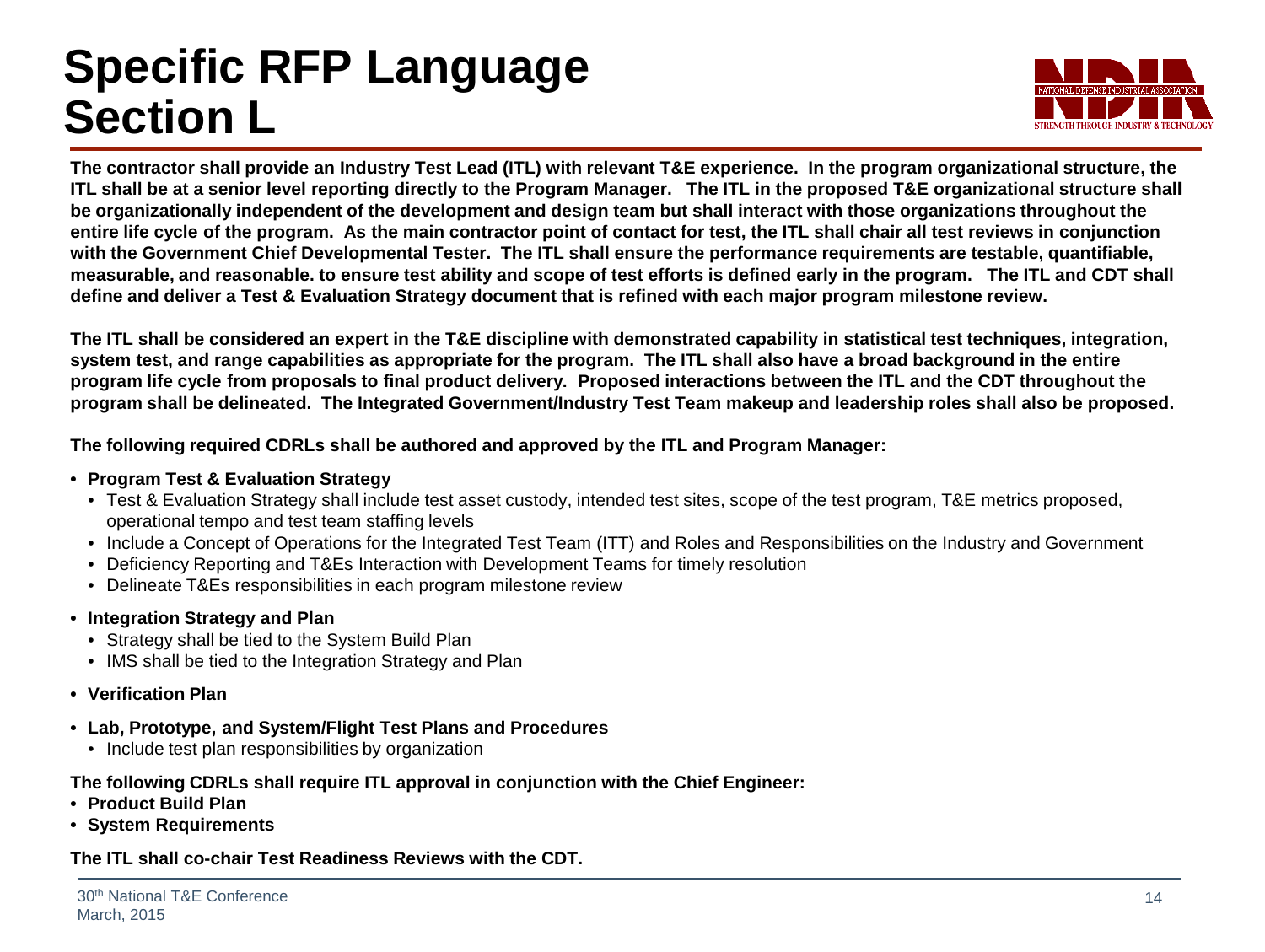# Specific RFP Language Section L

**The contractor shall provide an Industry Test Lead (ITL) with relevant T&E experience. In the program organizational structure, the ITL shall be at a senior level reporting directly to the Program Manager. The ITL in the proposed T&E organizational structure shall be organizationally independent of the development and design team but shall interact with those organizations throughout the entire life cycle of the program. As the main contractor point of contact for test, the ITL shall chair all test reviews in conjunction with the Government Chief Developmental Tester. The ITL shall ensure the performance requirements are testable, quantifiable, measurable, and reasonable. to ensure test ability and scope of test efforts is defined early in the program. The ITL and CDT shall define and deliver a Test & Evaluation Strategy document that is refined with each major program milestone review.**

**The ITL shall be considered an expert in the T&E discipline with demonstrated capability in statistical test techniques, integration, system test, and range capabilities as appropriate for the program. The ITL shall also have a broad background in the entire program life cycle from proposals to final product delivery. Proposed interactions between the ITL and the CDT throughout the program shall be delineated. The Integrated Government/Industry Test Team makeup and leadership roles shall also be proposed.**

**The following required CDRLs shall be authored and approved by the ITL and Program Manager:**

- **Program Test & Evaluation Strategy**
  - Test & Evaluation Strategy shall include test asset custody, intended test sites, scope of the test program, T&E metrics proposed, operational tempo and test team staffing levels
  - Include a Concept of Operations for the Integrated Test Team (ITT) and Roles and Responsibilities on the Industry and Government
  - Deficiency Reporting and T&Es Interaction with Development Teams for timely resolution
  - Delineate T&Es responsibilities in each program milestone review
- **Integration Strategy and Plan**
  - Strategy shall be tied to the System Build Plan
  - IMS shall be tied to the Integration Strategy and Plan
- **Verification Plan**
- **Lab, Prototype, and System/Flight Test Plans and Procedures**
  - Include test plan responsibilities by organization

**The following CDRLs shall require ITL approval in conjunction with the Chief Engineer:**

- **Product Build Plan**
- **System Requirements**

**The ITL shall co-chair Test Readiness Reviews with the CDT.**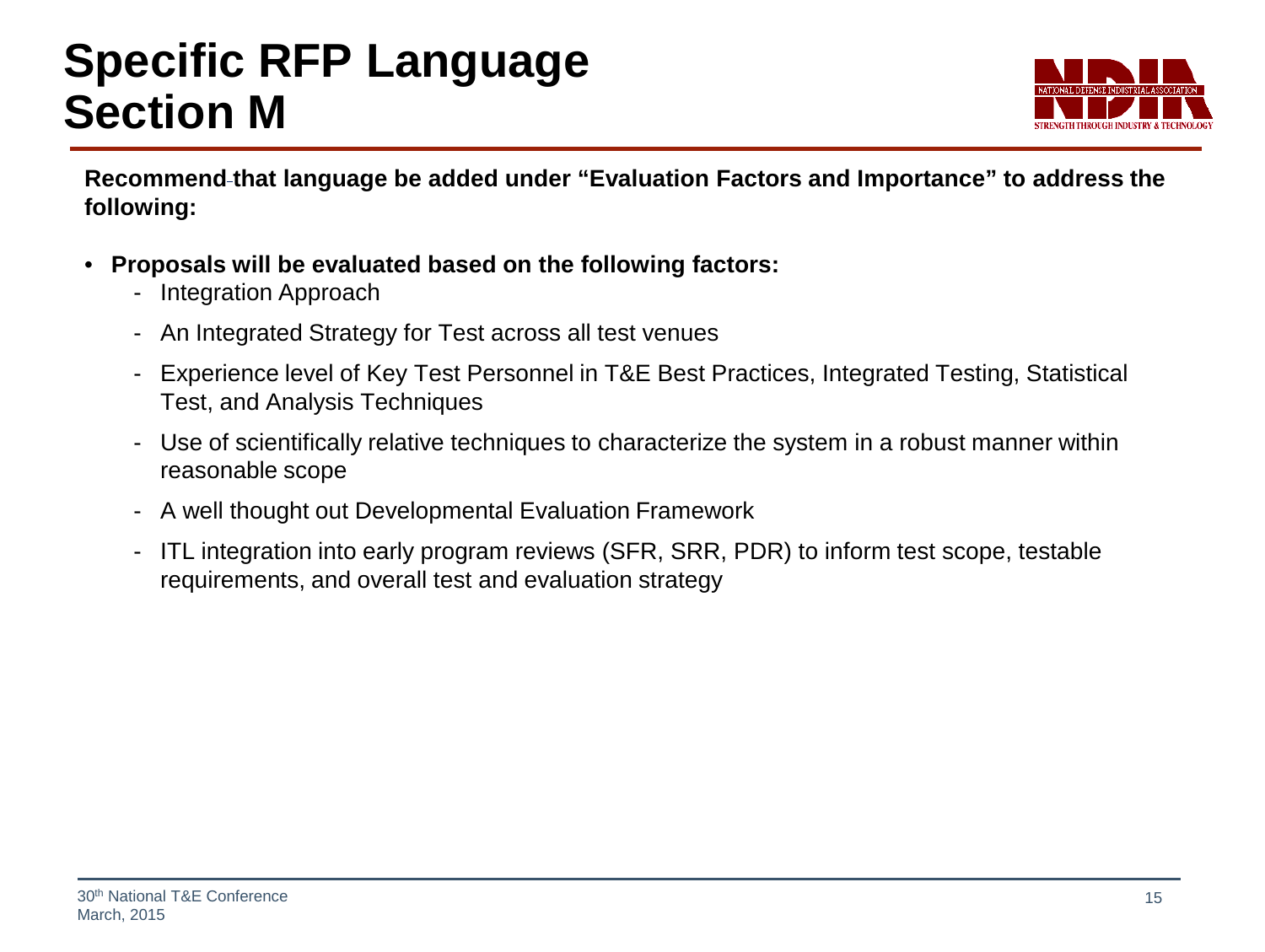# Specific RFP Language Section M

**Recommend that language be added under "Evaluation Factors and Importance" to address the following:**

- **Proposals will be evaluated based on the following factors:**
  - Integration Approach
  - An Integrated Strategy for Test across all test venues
  - Experience level of Key Test Personnel in T&E Best Practices, Integrated Testing, Statistical Test, and Analysis Techniques
  - Use of scientifically relative techniques to characterize the system in a robust manner within reasonable scope
  - A well thought out Developmental Evaluation Framework
  - ITL integration into early program reviews (SFR, SRR, PDR) to inform test scope, testable requirements, and overall test and evaluation strategy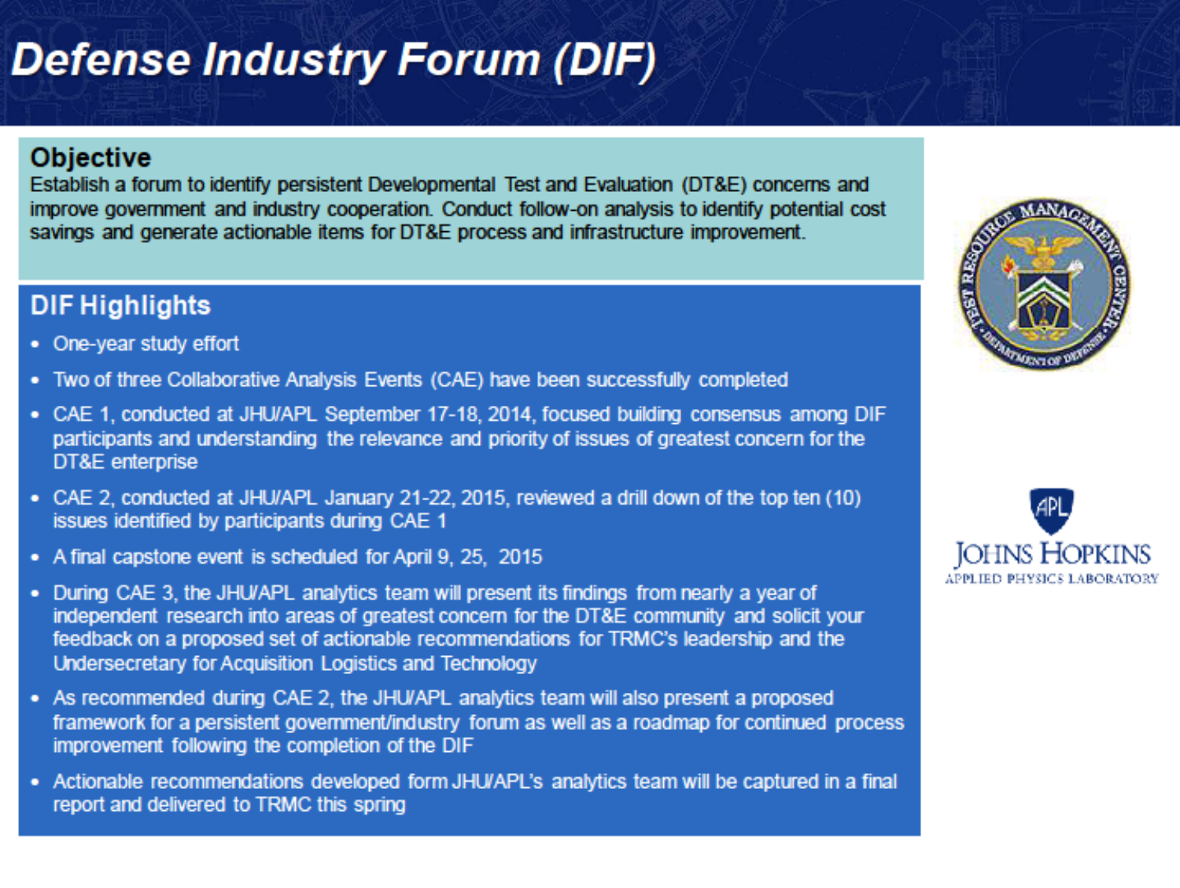# Defense Industry Forum (DIF)

## Objective

Establish a forum to identify persistent Developmental Test and Evaluation (DT&E) concerns and improve government and industry cooperation. Conduct follow-on analysis to identify potential cost savings and generate actionable items for DT&E process and infrastructure improvement.

## DIF Highlights

- One-year study effort
- Two of three Collaborative Analysis Events (CAE) have been successfully completed
- CAE 1, conducted at JHU/APL September 17-18, 2014, focused building consensus among DIF participants and understanding the relevance and priority of issues of greatest concern for the DT&E enterprise
- CAE 2, conducted at JHU/APL January 21-22, 2015, reviewed a drill down of the top ten (10) issues identified by participants during CAE 1
- A final capstone event is scheduled for April 9, 25, 2015
- During CAE 3, the JHU/APL analytics team will present its findings from nearly a year of independent research into areas of greatest concern for the DT&E community and solicit your feedback on a proposed set of actionable recommendations for TRMC's leadership and the Undersecretary for Acquisition Logistics and Technology
- As recommended during CAE 2, the JHU/APL analytics team will also present a proposed framework for a persistent government/industry forum as well as a roadmap for continued process improvement following the completion of the DIF
- Actionable recommendations developed form JHU/APL's analytics team will be captured in a final report and delivered to TRMC this spring

TEST RESOURCE MANAGEMENT CENTER · DEPARTMENT OF DEFENSE

APL
JOHNS HOPKINS
APPLIED PHYSICS LABORATORY